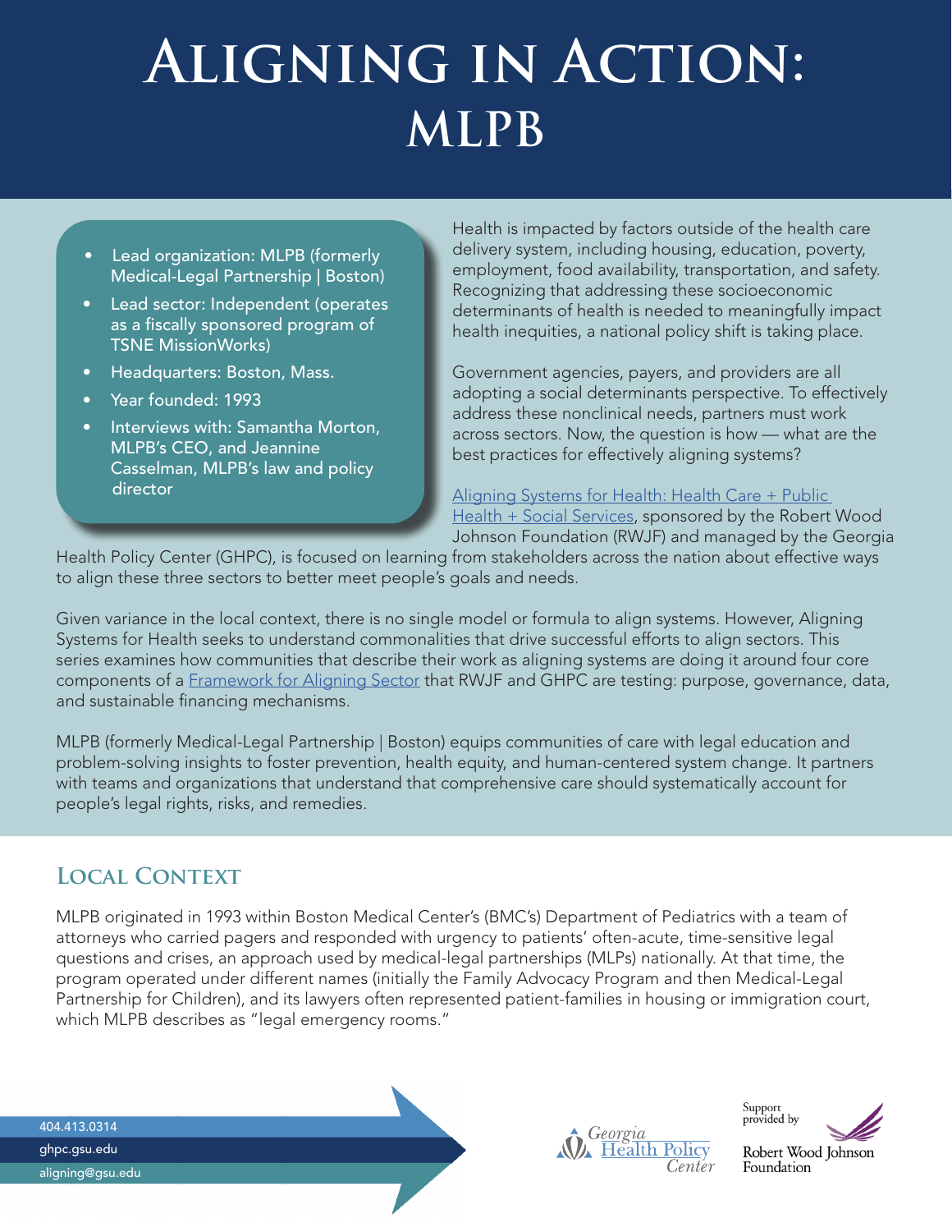# Aligning in Action: MLPB

- Lead organization: MLPB (formerly Medical-Legal Partnership | Boston)
- Lead sector: Independent (operates as a fiscally sponsored program of TSNE MissionWorks)
- Headquarters: Boston, Mass.
- Year founded: 1993
- Interviews with: Samantha Morton, MLPB's CEO, and Jeannine Casselman, MLPB's law and policy director

Health is impacted by factors outside of the health care delivery system, including housing, education, poverty, employment, food availability, transportation, and safety. Recognizing that addressing these socioeconomic determinants of health is needed to meaningfully impact health inequities, a national policy shift is taking place.

Government agencies, payers, and providers are all adopting a social determinants perspective. To effectively address these nonclinical needs, partners must work across sectors. Now, the question is how — what are the best practices for effectively aligning systems?

[Aligning Systems for Health: Health Care + Public Health + Social Services](), sponsored by the Robert Wood Johnson Foundation (RWJF) and managed by the Georgia Health Policy Center (GHPC), is focused on learning from stakeholders across the nation about effective ways to align these three sectors to better meet people's goals and needs.

Given variance in the local context, there is no single model or formula to align systems. However, Aligning Systems for Health seeks to understand commonalities that drive successful efforts to align sectors. This series examines how communities that describe their work as aligning systems are doing it around four core components of a [Framework for Aligning Sector]() that RWJF and GHPC are testing: purpose, governance, data, and sustainable financing mechanisms.

MLPB (formerly Medical-Legal Partnership | Boston) equips communities of care with legal education and problem-solving insights to foster prevention, health equity, and human-centered system change. It partners with teams and organizations that understand that comprehensive care should systematically account for people's legal rights, risks, and remedies.

## Local Context

MLPB originated in 1993 within Boston Medical Center's (BMC's) Department of Pediatrics with a team of attorneys who carried pagers and responded with urgency to patients' often-acute, time-sensitive legal questions and crises, an approach used by medical-legal partnerships (MLPs) nationally. At that time, the program operated under different names (initially the Family Advocacy Program and then Medical-Legal Partnership for Children), and its lawyers often represented patient-families in housing or immigration court, which MLPB describes as "legal emergency rooms."

404.413.0314
ghpc.gsu.edu
aligning@gsu.edu

Georgia Health Policy Center

Support provided by Robert Wood Johnson Foundation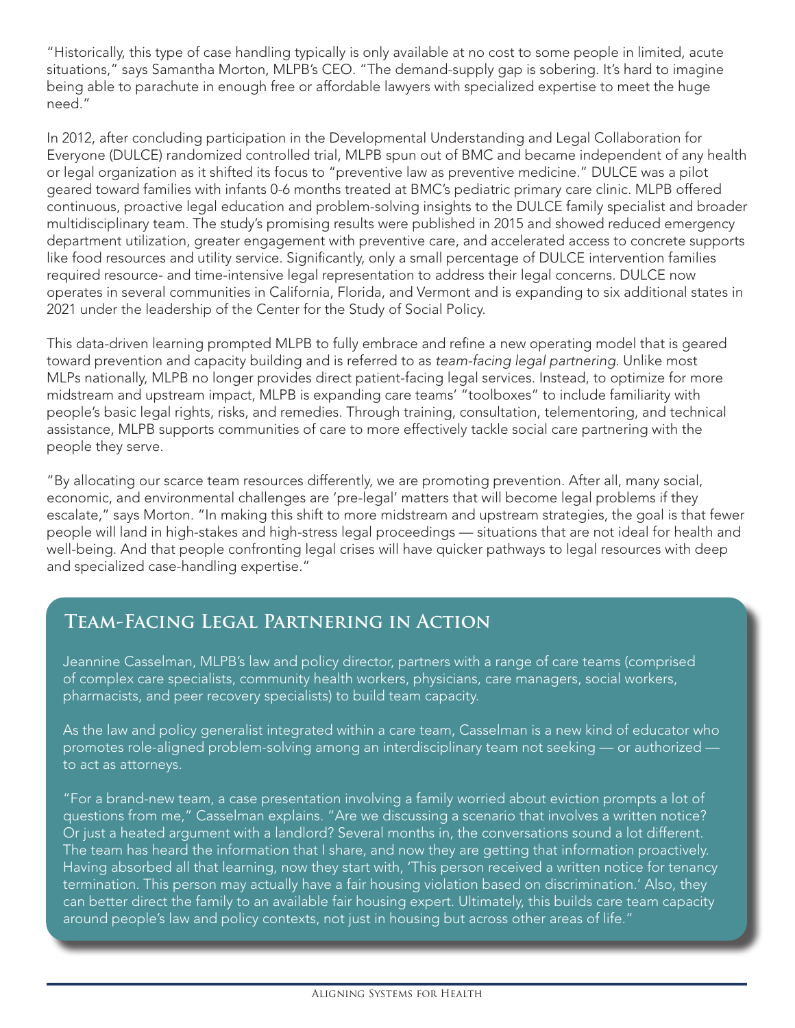"Historically, this type of case handling typically is only available at no cost to some people in limited, acute situations," says Samantha Morton, MLPB's CEO. "The demand-supply gap is sobering. It's hard to imagine being able to parachute in enough free or affordable lawyers with specialized expertise to meet the huge need."

In 2012, after concluding participation in the Developmental Understanding and Legal Collaboration for Everyone (DULCE) randomized controlled trial, MLPB spun out of BMC and became independent of any health or legal organization as it shifted its focus to "preventive law as preventive medicine." DULCE was a pilot geared toward families with infants 0-6 months treated at BMC's pediatric primary care clinic. MLPB offered continuous, proactive legal education and problem-solving insights to the DULCE family specialist and broader multidisciplinary team. The study's promising results were published in 2015 and showed reduced emergency department utilization, greater engagement with preventive care, and accelerated access to concrete supports like food resources and utility service. Significantly, only a small percentage of DULCE intervention families required resource- and time-intensive legal representation to address their legal concerns. DULCE now operates in several communities in California, Florida, and Vermont and is expanding to six additional states in 2021 under the leadership of the Center for the Study of Social Policy.

This data-driven learning prompted MLPB to fully embrace and refine a new operating model that is geared toward prevention and capacity building and is referred to as *team-facing legal partnering*. Unlike most MLPs nationally, MLPB no longer provides direct patient-facing legal services. Instead, to optimize for more midstream and upstream impact, MLPB is expanding care teams' "toolboxes" to include familiarity with people's basic legal rights, risks, and remedies. Through training, consultation, telementoring, and technical assistance, MLPB supports communities of care to more effectively tackle social care partnering with the people they serve.

"By allocating our scarce team resources differently, we are promoting prevention. After all, many social, economic, and environmental challenges are 'pre-legal' matters that will become legal problems if they escalate," says Morton. "In making this shift to more midstream and upstream strategies, the goal is that fewer people will land in high-stakes and high-stress legal proceedings — situations that are not ideal for health and well-being. And that people confronting legal crises will have quicker pathways to legal resources with deep and specialized case-handling expertise."

## Team-Facing Legal Partnering in Action

Jeannine Casselman, MLPB's law and policy director, partners with a range of care teams (comprised of complex care specialists, community health workers, physicians, care managers, social workers, pharmacists, and peer recovery specialists) to build team capacity.

As the law and policy generalist integrated within a care team, Casselman is a new kind of educator who promotes role-aligned problem-solving among an interdisciplinary team not seeking — or authorized — to act as attorneys.

"For a brand-new team, a case presentation involving a family worried about eviction prompts a lot of questions from me," Casselman explains. "Are we discussing a scenario that involves a written notice? Or just a heated argument with a landlord? Several months in, the conversations sound a lot different. The team has heard the information that I share, and now they are getting that information proactively. Having absorbed all that learning, now they start with, 'This person received a written notice for tenancy termination. This person may actually have a fair housing violation based on discrimination.' Also, they can better direct the family to an available fair housing expert. Ultimately, this builds care team capacity around people's law and policy contexts, not just in housing but across other areas of life."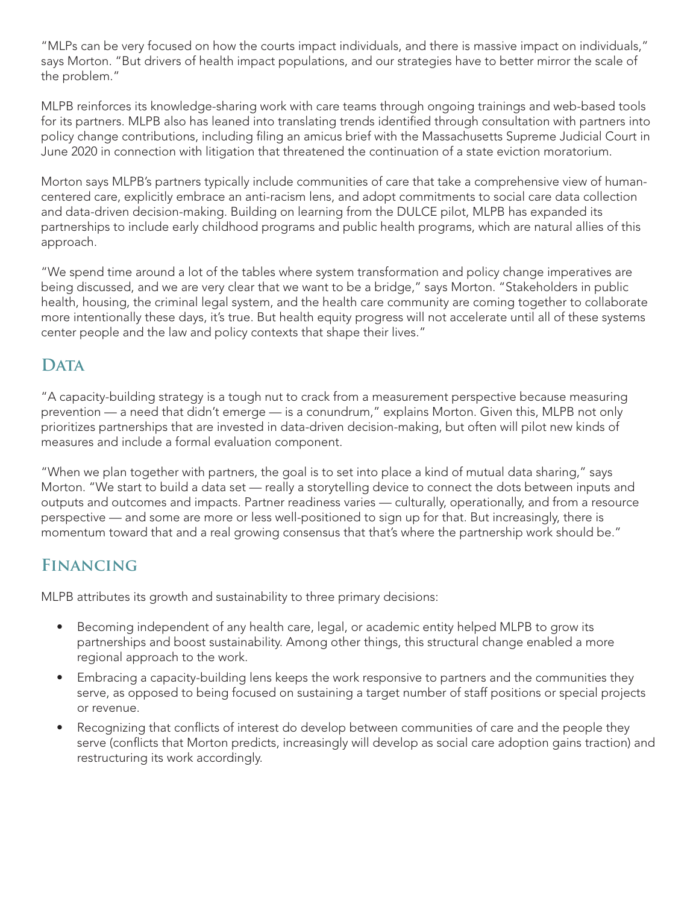"MLPs can be very focused on how the courts impact individuals, and there is massive impact on individuals," says Morton. "But drivers of health impact populations, and our strategies have to better mirror the scale of the problem."

MLPB reinforces its knowledge-sharing work with care teams through ongoing trainings and web-based tools for its partners. MLPB also has leaned into translating trends identified through consultation with partners into policy change contributions, including filing an amicus brief with the Massachusetts Supreme Judicial Court in June 2020 in connection with litigation that threatened the continuation of a state eviction moratorium.

Morton says MLPB's partners typically include communities of care that take a comprehensive view of human-centered care, explicitly embrace an anti-racism lens, and adopt commitments to social care data collection and data-driven decision-making. Building on learning from the DULCE pilot, MLPB has expanded its partnerships to include early childhood programs and public health programs, which are natural allies of this approach.

"We spend time around a lot of the tables where system transformation and policy change imperatives are being discussed, and we are very clear that we want to be a bridge," says Morton. "Stakeholders in public health, housing, the criminal legal system, and the health care community are coming together to collaborate more intentionally these days, it's true. But health equity progress will not accelerate until all of these systems center people and the law and policy contexts that shape their lives."

## Data

"A capacity-building strategy is a tough nut to crack from a measurement perspective because measuring prevention — a need that didn't emerge — is a conundrum," explains Morton. Given this, MLPB not only prioritizes partnerships that are invested in data-driven decision-making, but often will pilot new kinds of measures and include a formal evaluation component.

"When we plan together with partners, the goal is to set into place a kind of mutual data sharing," says Morton. "We start to build a data set — really a storytelling device to connect the dots between inputs and outputs and outcomes and impacts. Partner readiness varies — culturally, operationally, and from a resource perspective — and some are more or less well-positioned to sign up for that. But increasingly, there is momentum toward that and a real growing consensus that that's where the partnership work should be."

## Financing

MLPB attributes its growth and sustainability to three primary decisions:

- Becoming independent of any health care, legal, or academic entity helped MLPB to grow its partnerships and boost sustainability. Among other things, this structural change enabled a more regional approach to the work.
- Embracing a capacity-building lens keeps the work responsive to partners and the communities they serve, as opposed to being focused on sustaining a target number of staff positions or special projects or revenue.
- Recognizing that conflicts of interest do develop between communities of care and the people they serve (conflicts that Morton predicts, increasingly will develop as social care adoption gains traction) and restructuring its work accordingly.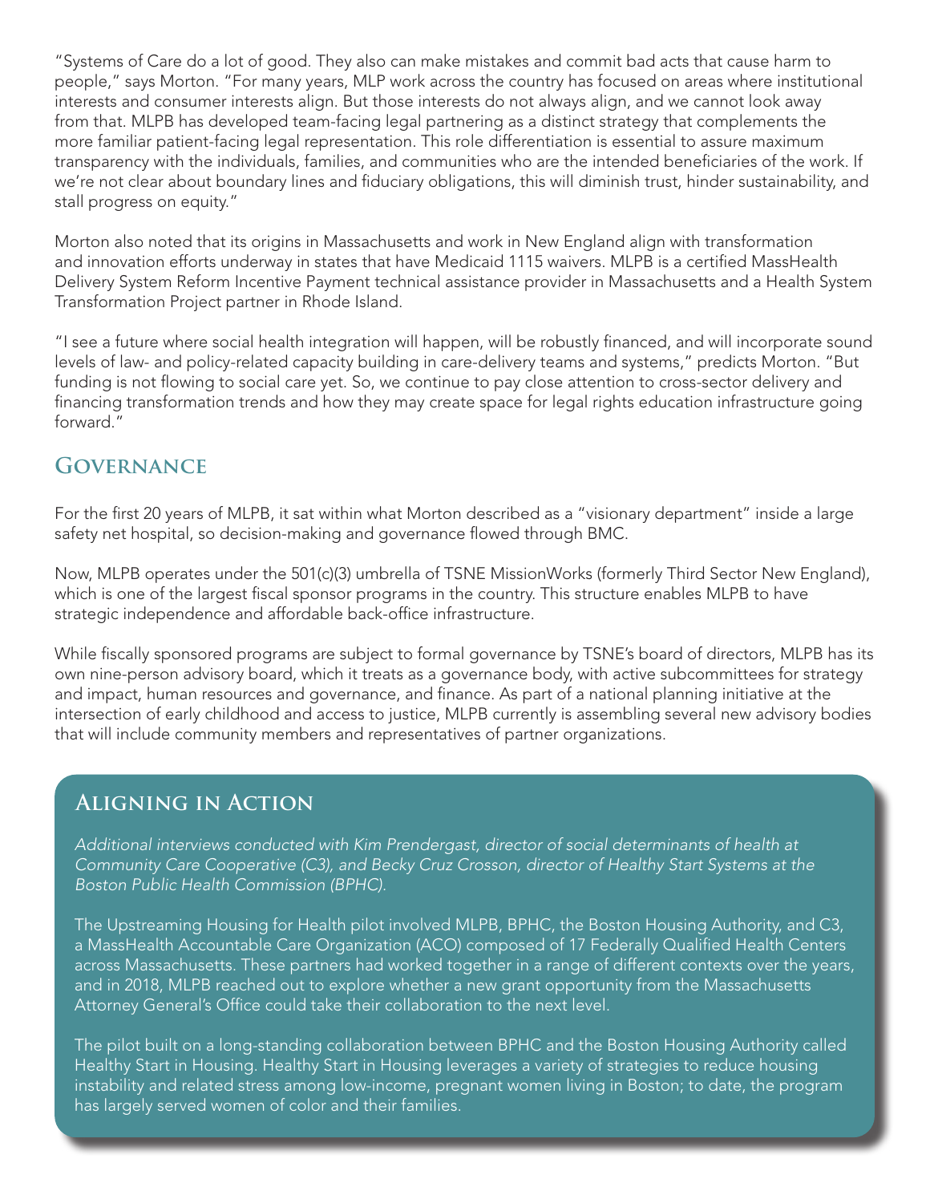"Systems of Care do a lot of good. They also can make mistakes and commit bad acts that cause harm to people," says Morton. "For many years, MLP work across the country has focused on areas where institutional interests and consumer interests align. But those interests do not always align, and we cannot look away from that. MLPB has developed team-facing legal partnering as a distinct strategy that complements the more familiar patient-facing legal representation. This role differentiation is essential to assure maximum transparency with the individuals, families, and communities who are the intended beneficiaries of the work. If we're not clear about boundary lines and fiduciary obligations, this will diminish trust, hinder sustainability, and stall progress on equity."

Morton also noted that its origins in Massachusetts and work in New England align with transformation and innovation efforts underway in states that have Medicaid 1115 waivers. MLPB is a certified MassHealth Delivery System Reform Incentive Payment technical assistance provider in Massachusetts and a Health System Transformation Project partner in Rhode Island.

"I see a future where social health integration will happen, will be robustly financed, and will incorporate sound levels of law- and policy-related capacity building in care-delivery teams and systems," predicts Morton. "But funding is not flowing to social care yet. So, we continue to pay close attention to cross-sector delivery and financing transformation trends and how they may create space for legal rights education infrastructure going forward."

## Governance

For the first 20 years of MLPB, it sat within what Morton described as a "visionary department" inside a large safety net hospital, so decision-making and governance flowed through BMC.

Now, MLPB operates under the 501(c)(3) umbrella of TSNE MissionWorks (formerly Third Sector New England), which is one of the largest fiscal sponsor programs in the country. This structure enables MLPB to have strategic independence and affordable back-office infrastructure.

While fiscally sponsored programs are subject to formal governance by TSNE's board of directors, MLPB has its own nine-person advisory board, which it treats as a governance body, with active subcommittees for strategy and impact, human resources and governance, and finance. As part of a national planning initiative at the intersection of early childhood and access to justice, MLPB currently is assembling several new advisory bodies that will include community members and representatives of partner organizations.

## Aligning in Action

*Additional interviews conducted with Kim Prendergast, director of social determinants of health at Community Care Cooperative (C3), and Becky Cruz Crosson, director of Healthy Start Systems at the Boston Public Health Commission (BPHC).*

The Upstreaming Housing for Health pilot involved MLPB, BPHC, the Boston Housing Authority, and C3, a MassHealth Accountable Care Organization (ACO) composed of 17 Federally Qualified Health Centers across Massachusetts. These partners had worked together in a range of different contexts over the years, and in 2018, MLPB reached out to explore whether a new grant opportunity from the Massachusetts Attorney General's Office could take their collaboration to the next level.

The pilot built on a long-standing collaboration between BPHC and the Boston Housing Authority called Healthy Start in Housing. Healthy Start in Housing leverages a variety of strategies to reduce housing instability and related stress among low-income, pregnant women living in Boston; to date, the program has largely served women of color and their families.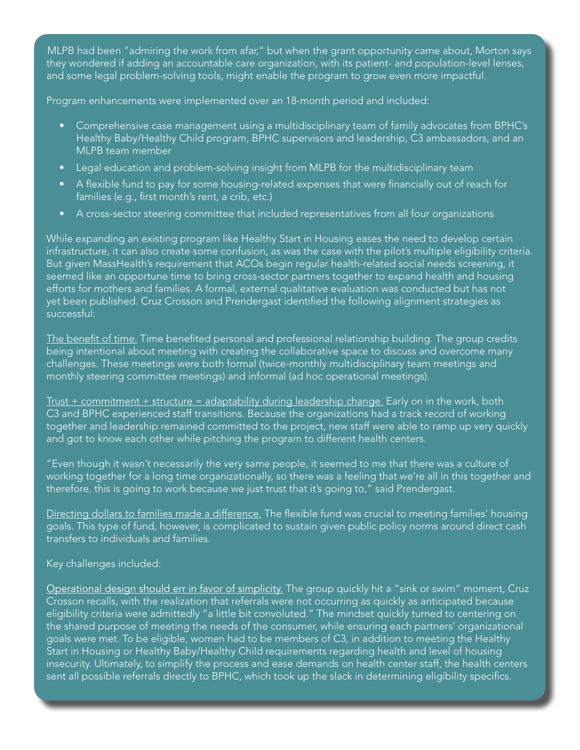MLPB had been "admiring the work from afar," but when the grant opportunity came about, Morton says they wondered if adding an accountable care organization, with its patient- and population-level lenses, and some legal problem-solving tools, might enable the program to grow even more impactful.

Program enhancements were implemented over an 18-month period and included:

- Comprehensive case management using a multidisciplinary team of family advocates from BPHC's Healthy Baby/Healthy Child program, BPHC supervisors and leadership, C3 ambassadors, and an MLPB team member
- Legal education and problem-solving insight from MLPB for the multidisciplinary team
- A flexible fund to pay for some housing-related expenses that were financially out of reach for families (e.g., first month's rent, a crib, etc.)
- A cross-sector steering committee that included representatives from all four organizations

While expanding an existing program like Healthy Start in Housing eases the need to develop certain infrastructure, it can also create some confusion, as was the case with the pilot's multiple eligibility criteria. But given MassHealth's requirement that ACOs begin regular health-related social needs screening, it seemed like an opportune time to bring cross-sector partners together to expand health and housing efforts for mothers and families. A formal, external qualitative evaluation was conducted but has not yet been published. Cruz Crosson and Prendergast identified the following alignment strategies as successful:

The benefit of time. Time benefited personal and professional relationship building. The group credits being intentional about meeting with creating the collaborative space to discuss and overcome many challenges. These meetings were both formal (twice-monthly multidisciplinary team meetings and monthly steering committee meetings) and informal (ad hoc operational meetings).

Trust + commitment + structure = adaptability during leadership change. Early on in the work, both C3 and BPHC experienced staff transitions. Because the organizations had a track record of working together and leadership remained committed to the project, new staff were able to ramp up very quickly and got to know each other while pitching the program to different health centers.

"Even though it wasn't necessarily the very same people, it seemed to me that there was a culture of working together for a long time organizationally, so there was a feeling that we're all in this together and therefore, this is going to work because we just trust that it's going to," said Prendergast.

Directing dollars to families made a difference. The flexible fund was crucial to meeting families' housing goals. This type of fund, however, is complicated to sustain given public policy norms around direct cash transfers to individuals and families.

Key challenges included:

Operational design should err in favor of simplicity. The group quickly hit a "sink or swim" moment, Cruz Crosson recalls, with the realization that referrals were not occurring as quickly as anticipated because eligibility criteria were admittedly "a little bit convoluted." The mindset quickly turned to centering on the shared purpose of meeting the needs of the consumer, while ensuring each partners' organizational goals were met. To be eligible, women had to be members of C3, in addition to meeting the Healthy Start in Housing or Healthy Baby/Healthy Child requirements regarding health and level of housing insecurity. Ultimately, to simplify the process and ease demands on health center staff, the health centers sent all possible referrals directly to BPHC, which took up the slack in determining eligibility specifics.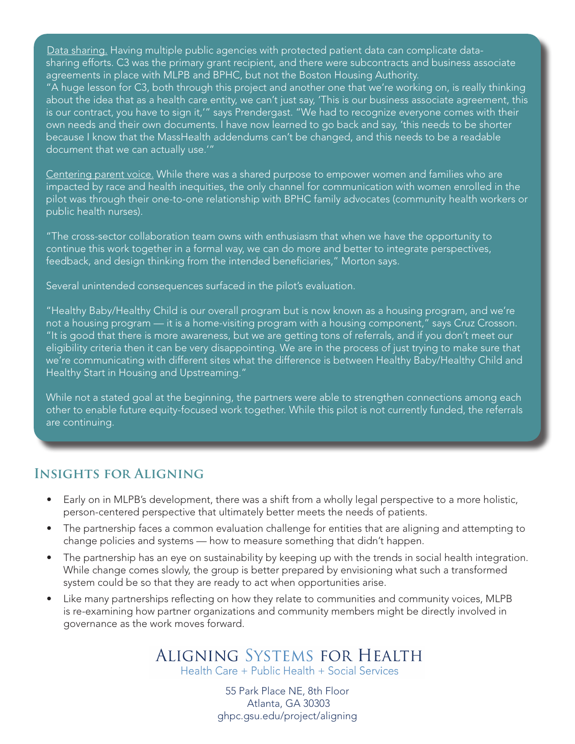Data sharing. Having multiple public agencies with protected patient data can complicate data-sharing efforts. C3 was the primary grant recipient, and there were subcontracts and business associate agreements in place with MLPB and BPHC, but not the Boston Housing Authority.

"A huge lesson for C3, both through this project and another one that we're working on, is really thinking about the idea that as a health care entity, we can't just say, 'This is our business associate agreement, this is our contract, you have to sign it,'" says Prendergast. "We had to recognize everyone comes with their own needs and their own documents. I have now learned to go back and say, 'this needs to be shorter because I know that the MassHealth addendums can't be changed, and this needs to be a readable document that we can actually use.'"

Centering parent voice. While there was a shared purpose to empower women and families who are impacted by race and health inequities, the only channel for communication with women enrolled in the pilot was through their one-to-one relationship with BPHC family advocates (community health workers or public health nurses).

"The cross-sector collaboration team owns with enthusiasm that when we have the opportunity to continue this work together in a formal way, we can do more and better to integrate perspectives, feedback, and design thinking from the intended beneficiaries," Morton says.

Several unintended consequences surfaced in the pilot's evaluation.

"Healthy Baby/Healthy Child is our overall program but is now known as a housing program, and we're not a housing program — it is a home-visiting program with a housing component," says Cruz Crosson. "It is good that there is more awareness, but we are getting tons of referrals, and if you don't meet our eligibility criteria then it can be very disappointing. We are in the process of just trying to make sure that we're communicating with different sites what the difference is between Healthy Baby/Healthy Child and Healthy Start in Housing and Upstreaming."

While not a stated goal at the beginning, the partners were able to strengthen connections among each other to enable future equity-focused work together. While this pilot is not currently funded, the referrals are continuing.

## Insights for Aligning

- Early on in MLPB's development, there was a shift from a wholly legal perspective to a more holistic, person-centered perspective that ultimately better meets the needs of patients.
- The partnership faces a common evaluation challenge for entities that are aligning and attempting to change policies and systems — how to measure something that didn't happen.
- The partnership has an eye on sustainability by keeping up with the trends in social health integration. While change comes slowly, the group is better prepared by envisioning what such a transformed system could be so that they are ready to act when opportunities arise.
- Like many partnerships reflecting on how they relate to communities and community voices, MLPB is re-examining how partner organizations and community members might be directly involved in governance as the work moves forward.

Aligning Systems for Health
Health Care + Public Health + Social Services

55 Park Place NE, 8th Floor
Atlanta, GA 30303
ghpc.gsu.edu/project/aligning